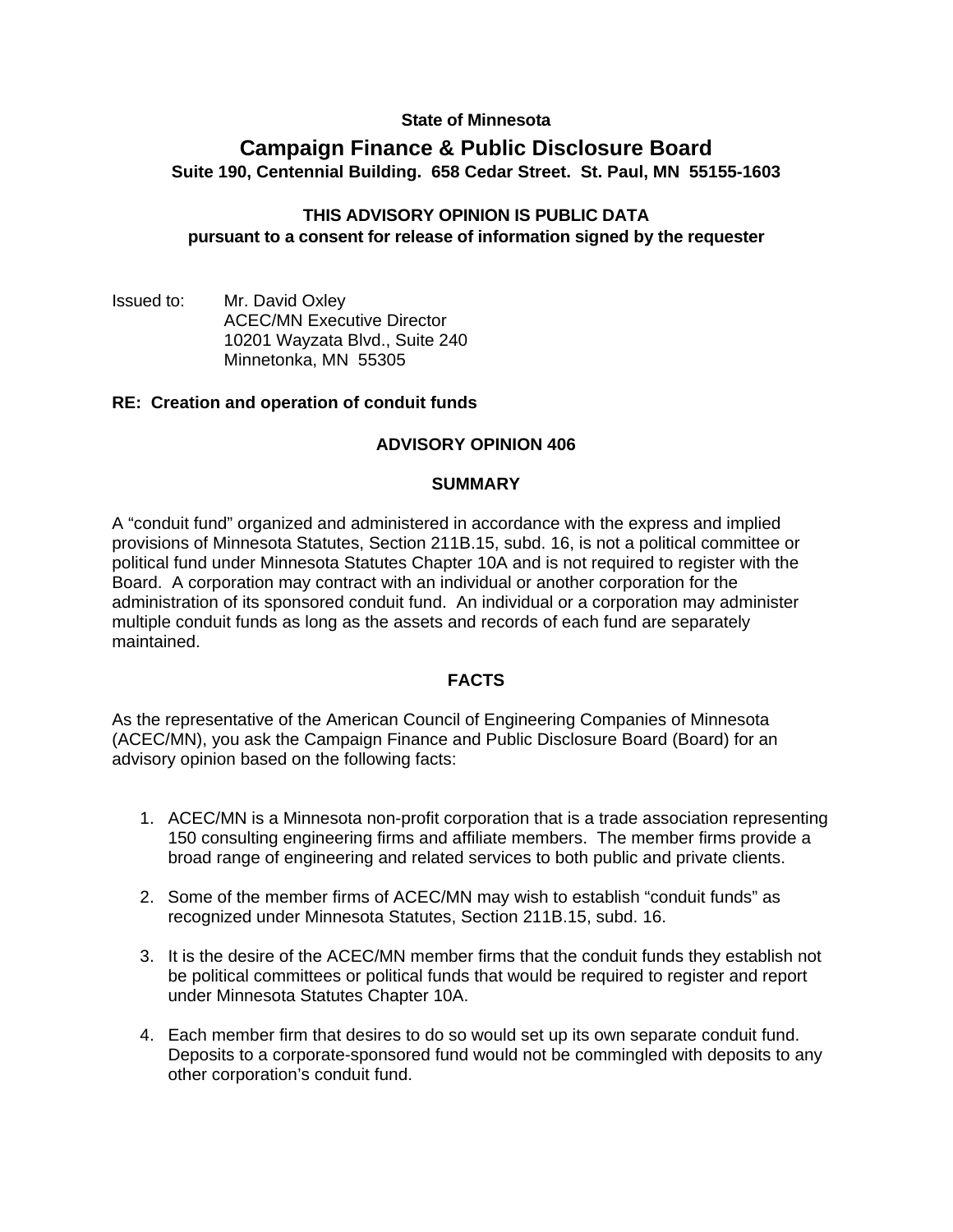**State of Minnesota**

# Campaign Finance & Public Disclosure Board

**Suite 190, Centennial Building. 658 Cedar Street. St. Paul, MN 55155-1603**

**THIS ADVISORY OPINION IS PUBLIC DATA**
**pursuant to a consent for release of information signed by the requester**

Issued to: Mr. David Oxley
ACEC/MN Executive Director
10201 Wayzata Blvd., Suite 240
Minnetonka, MN 55305

**RE: Creation and operation of conduit funds**

## ADVISORY OPINION 406

### SUMMARY

A "conduit fund" organized and administered in accordance with the express and implied provisions of Minnesota Statutes, Section 211B.15, subd. 16, is not a political committee or political fund under Minnesota Statutes Chapter 10A and is not required to register with the Board. A corporation may contract with an individual or another corporation for the administration of its sponsored conduit fund. An individual or a corporation may administer multiple conduit funds as long as the assets and records of each fund are separately maintained.

### FACTS

As the representative of the American Council of Engineering Companies of Minnesota (ACEC/MN), you ask the Campaign Finance and Public Disclosure Board (Board) for an advisory opinion based on the following facts:

1. ACEC/MN is a Minnesota non-profit corporation that is a trade association representing 150 consulting engineering firms and affiliate members. The member firms provide a broad range of engineering and related services to both public and private clients.

2. Some of the member firms of ACEC/MN may wish to establish "conduit funds" as recognized under Minnesota Statutes, Section 211B.15, subd. 16.

3. It is the desire of the ACEC/MN member firms that the conduit funds they establish not be political committees or political funds that would be required to register and report under Minnesota Statutes Chapter 10A.

4. Each member firm that desires to do so would set up its own separate conduit fund. Deposits to a corporate-sponsored fund would not be commingled with deposits to any other corporation's conduit fund.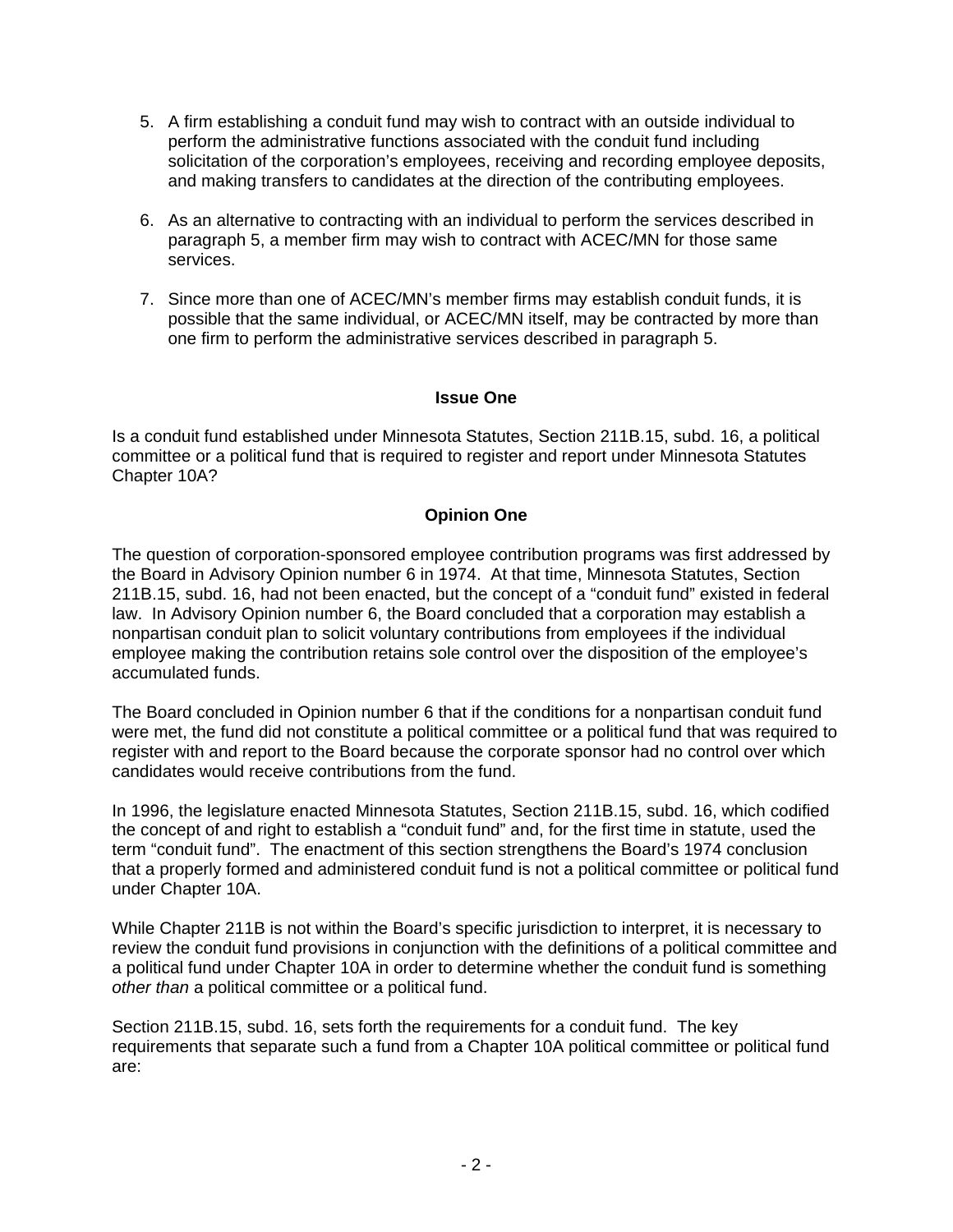5. A firm establishing a conduit fund may wish to contract with an outside individual to perform the administrative functions associated with the conduit fund including solicitation of the corporation's employees, receiving and recording employee deposits, and making transfers to candidates at the direction of the contributing employees.

6. As an alternative to contracting with an individual to perform the services described in paragraph 5, a member firm may wish to contract with ACEC/MN for those same services.

7. Since more than one of ACEC/MN's member firms may establish conduit funds, it is possible that the same individual, or ACEC/MN itself, may be contracted by more than one firm to perform the administrative services described in paragraph 5.

**Issue One**

Is a conduit fund established under Minnesota Statutes, Section 211B.15, subd. 16, a political committee or a political fund that is required to register and report under Minnesota Statutes Chapter 10A?

**Opinion One**

The question of corporation-sponsored employee contribution programs was first addressed by the Board in Advisory Opinion number 6 in 1974. At that time, Minnesota Statutes, Section 211B.15, subd. 16, had not been enacted, but the concept of a "conduit fund" existed in federal law. In Advisory Opinion number 6, the Board concluded that a corporation may establish a nonpartisan conduit plan to solicit voluntary contributions from employees if the individual employee making the contribution retains sole control over the disposition of the employee's accumulated funds.

The Board concluded in Opinion number 6 that if the conditions for a nonpartisan conduit fund were met, the fund did not constitute a political committee or a political fund that was required to register with and report to the Board because the corporate sponsor had no control over which candidates would receive contributions from the fund.

In 1996, the legislature enacted Minnesota Statutes, Section 211B.15, subd. 16, which codified the concept of and right to establish a "conduit fund" and, for the first time in statute, used the term "conduit fund". The enactment of this section strengthens the Board's 1974 conclusion that a properly formed and administered conduit fund is not a political committee or political fund under Chapter 10A.

While Chapter 211B is not within the Board's specific jurisdiction to interpret, it is necessary to review the conduit fund provisions in conjunction with the definitions of a political committee and a political fund under Chapter 10A in order to determine whether the conduit fund is something *other than* a political committee or a political fund.

Section 211B.15, subd. 16, sets forth the requirements for a conduit fund. The key requirements that separate such a fund from a Chapter 10A political committee or political fund are: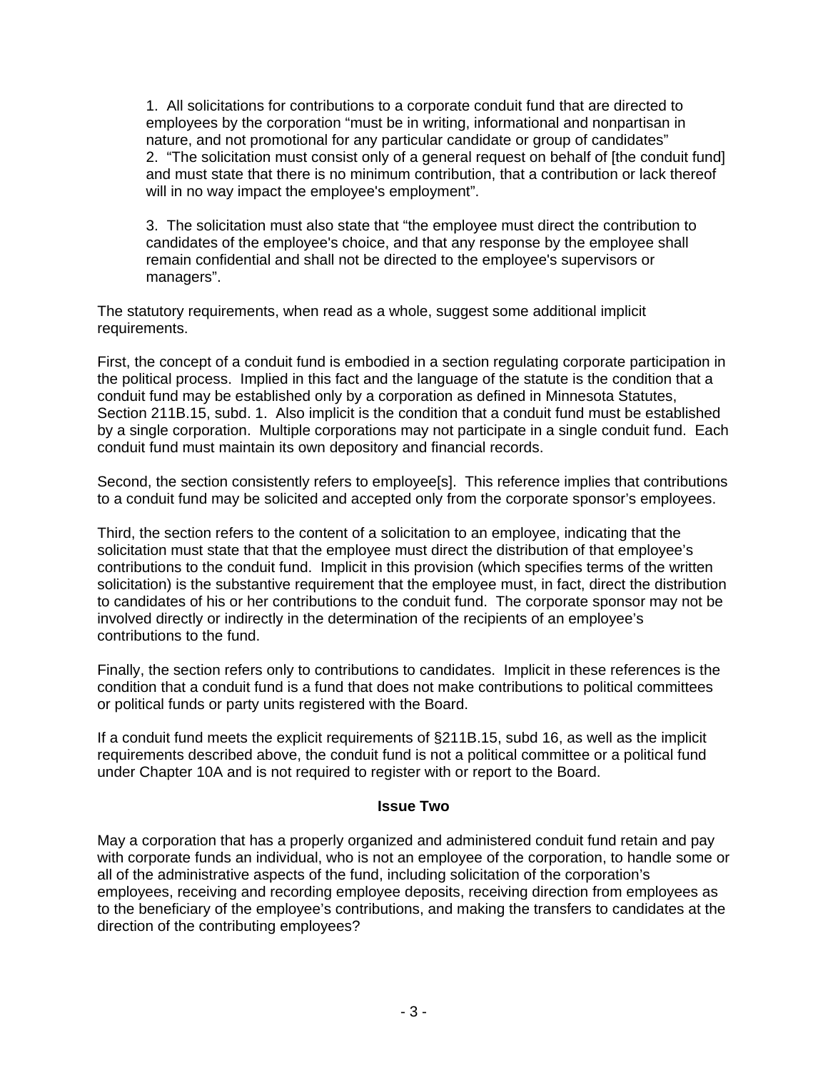1. All solicitations for contributions to a corporate conduit fund that are directed to employees by the corporation "must be in writing, informational and nonpartisan in nature, and not promotional for any particular candidate or group of candidates"
2. "The solicitation must consist only of a general request on behalf of [the conduit fund] and must state that there is no minimum contribution, that a contribution or lack thereof will in no way impact the employee's employment".

3. The solicitation must also state that "the employee must direct the contribution to candidates of the employee's choice, and that any response by the employee shall remain confidential and shall not be directed to the employee's supervisors or managers".

The statutory requirements, when read as a whole, suggest some additional implicit requirements.

First, the concept of a conduit fund is embodied in a section regulating corporate participation in the political process. Implied in this fact and the language of the statute is the condition that a conduit fund may be established only by a corporation as defined in Minnesota Statutes, Section 211B.15, subd. 1. Also implicit is the condition that a conduit fund must be established by a single corporation. Multiple corporations may not participate in a single conduit fund. Each conduit fund must maintain its own depository and financial records.

Second, the section consistently refers to employee[s]. This reference implies that contributions to a conduit fund may be solicited and accepted only from the corporate sponsor's employees.

Third, the section refers to the content of a solicitation to an employee, indicating that the solicitation must state that that the employee must direct the distribution of that employee's contributions to the conduit fund. Implicit in this provision (which specifies terms of the written solicitation) is the substantive requirement that the employee must, in fact, direct the distribution to candidates of his or her contributions to the conduit fund. The corporate sponsor may not be involved directly or indirectly in the determination of the recipients of an employee's contributions to the fund.

Finally, the section refers only to contributions to candidates. Implicit in these references is the condition that a conduit fund is a fund that does not make contributions to political committees or political funds or party units registered with the Board.

If a conduit fund meets the explicit requirements of §211B.15, subd 16, as well as the implicit requirements described above, the conduit fund is not a political committee or a political fund under Chapter 10A and is not required to register with or report to the Board.

**Issue Two**

May a corporation that has a properly organized and administered conduit fund retain and pay with corporate funds an individual, who is not an employee of the corporation, to handle some or all of the administrative aspects of the fund, including solicitation of the corporation's employees, receiving and recording employee deposits, receiving direction from employees as to the beneficiary of the employee's contributions, and making the transfers to candidates at the direction of the contributing employees?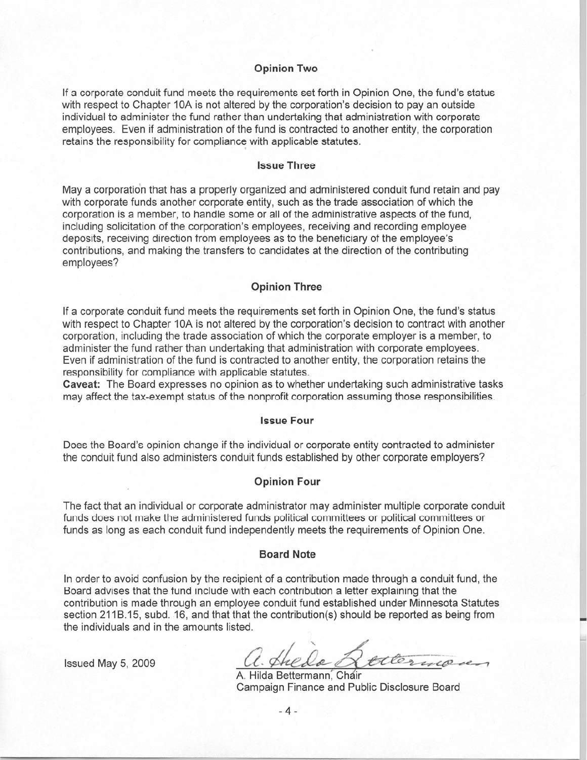## Opinion Two

If a corporate conduit fund meets the requirements set forth in Opinion One, the fund's status with respect to Chapter 10A is not altered by the corporation's decision to pay an outside individual to administer the fund rather than undertaking that administration with corporate employees. Even if administration of the fund is contracted to another entity, the corporation retains the responsibility for compliance with applicable statutes.

## Issue Three

May a corporation that has a properly organized and administered conduit fund retain and pay with corporate funds another corporate entity, such as the trade association of which the corporation is a member, to handle some or all of the administrative aspects of the fund, including solicitation of the corporation's employees, receiving and recording employee deposits, receiving direction from employees as to the beneficiary of the employee's contributions, and making the transfers to candidates at the direction of the contributing employees?

## Opinion Three

If a corporate conduit fund meets the requirements set forth in Opinion One, the fund's status with respect to Chapter 10A is not altered by the corporation's decision to contract with another corporation, including the trade association of which the corporate employer is a member, to administer the fund rather than undertaking that administration with corporate employees. Even if administration of the fund is contracted to another entity, the corporation retains the responsibility for compliance with applicable statutes.

**Caveat:** The Board expresses no opinion as to whether undertaking such administrative tasks may affect the tax-exempt status of the nonprofit corporation assuming those responsibilities.

## Issue Four

Does the Board's opinion change if the individual or corporate entity contracted to administer the conduit fund also administers conduit funds established by other corporate employers?

## Opinion Four

The fact that an individual or corporate administrator may administer multiple corporate conduit funds does not make the administered funds political committees or political committees or funds as long as each conduit fund independently meets the requirements of Opinion One.

## Board Note

In order to avoid confusion by the recipient of a contribution made through a conduit fund, the Board advises that the fund include with each contribution a letter explaining that the contribution is made through an employee conduit fund established under Minnesota Statutes section 211B.15, subd. 16, and that that the contribution(s) should be reported as being from the individuals and in the amounts listed.

Issued May 5, 2009

A. Hilda Bettermann, Chair
Campaign Finance and Public Disclosure Board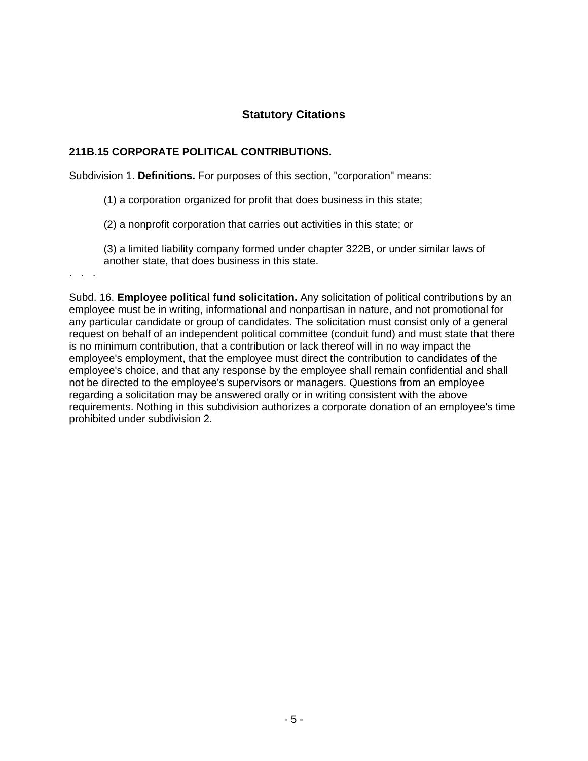## Statutory Citations

### 211B.15 CORPORATE POLITICAL CONTRIBUTIONS.

Subdivision 1. **Definitions.** For purposes of this section, "corporation" means:

(1) a corporation organized for profit that does business in this state;

(2) a nonprofit corporation that carries out activities in this state; or

(3) a limited liability company formed under chapter 322B, or under similar laws of another state, that does business in this state.

. . .

Subd. 16. **Employee political fund solicitation.** Any solicitation of political contributions by an employee must be in writing, informational and nonpartisan in nature, and not promotional for any particular candidate or group of candidates. The solicitation must consist only of a general request on behalf of an independent political committee (conduit fund) and must state that there is no minimum contribution, that a contribution or lack thereof will in no way impact the employee's employment, that the employee must direct the contribution to candidates of the employee's choice, and that any response by the employee shall remain confidential and shall not be directed to the employee's supervisors or managers. Questions from an employee regarding a solicitation may be answered orally or in writing consistent with the above requirements. Nothing in this subdivision authorizes a corporate donation of an employee's time prohibited under subdivision 2.